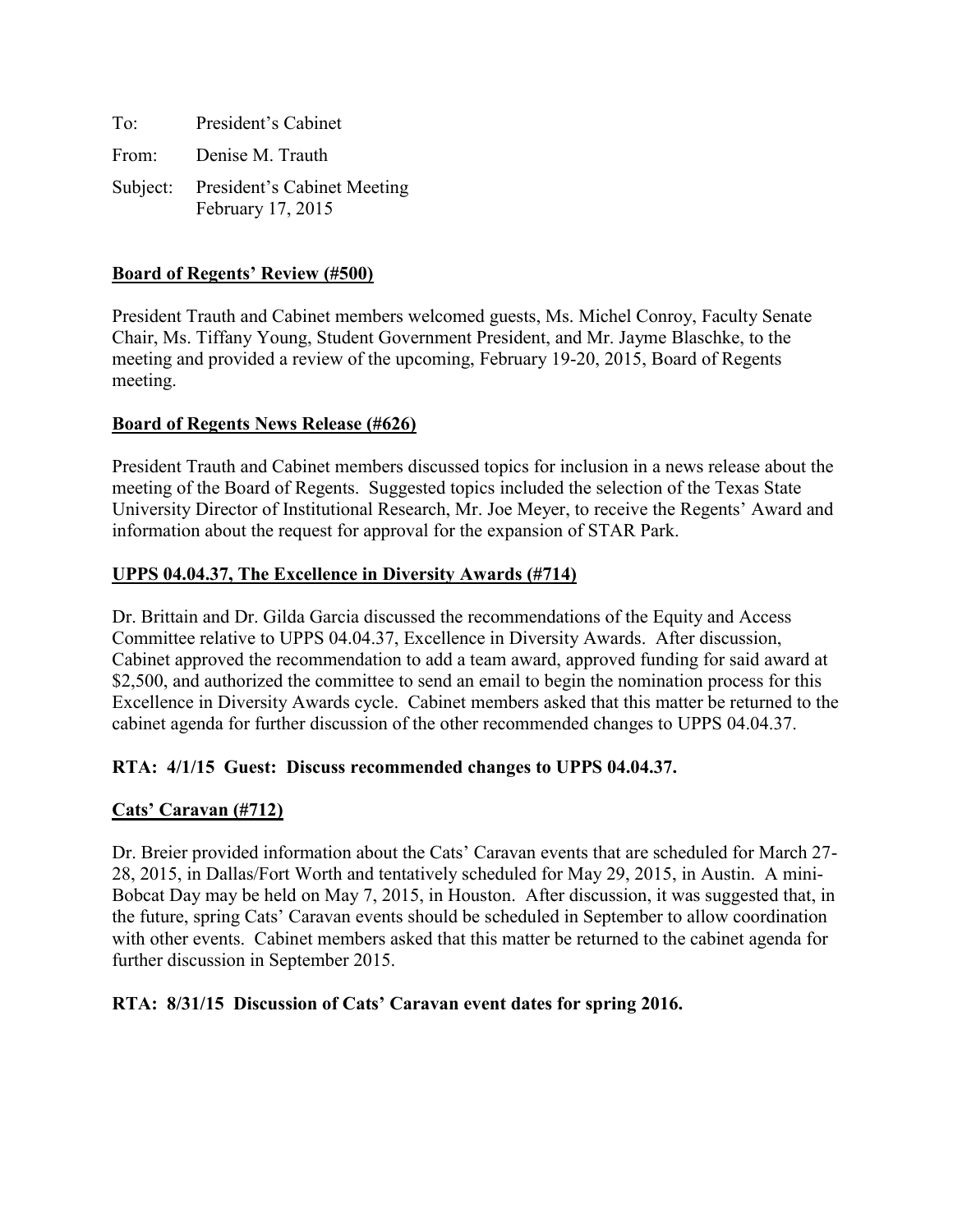To: President's Cabinet

From: Denise M. Trauth

Subject: President's Cabinet Meeting
February 17, 2015

**Board of Regents' Review (#500)**

President Trauth and Cabinet members welcomed guests, Ms. Michel Conroy, Faculty Senate Chair, Ms. Tiffany Young, Student Government President, and Mr. Jayme Blaschke, to the meeting and provided a review of the upcoming, February 19-20, 2015, Board of Regents meeting.

**Board of Regents News Release (#626)**

President Trauth and Cabinet members discussed topics for inclusion in a news release about the meeting of the Board of Regents. Suggested topics included the selection of the Texas State University Director of Institutional Research, Mr. Joe Meyer, to receive the Regents' Award and information about the request for approval for the expansion of STAR Park.

**UPPS 04.04.37, The Excellence in Diversity Awards (#714)**

Dr. Brittain and Dr. Gilda Garcia discussed the recommendations of the Equity and Access Committee relative to UPPS 04.04.37, Excellence in Diversity Awards. After discussion, Cabinet approved the recommendation to add a team award, approved funding for said award at $2,500, and authorized the committee to send an email to begin the nomination process for this Excellence in Diversity Awards cycle. Cabinet members asked that this matter be returned to the cabinet agenda for further discussion of the other recommended changes to UPPS 04.04.37.

**RTA: 4/1/15 Guest: Discuss recommended changes to UPPS 04.04.37.**

**Cats' Caravan (#712)**

Dr. Breier provided information about the Cats' Caravan events that are scheduled for March 27-28, 2015, in Dallas/Fort Worth and tentatively scheduled for May 29, 2015, in Austin. A mini-Bobcat Day may be held on May 7, 2015, in Houston. After discussion, it was suggested that, in the future, spring Cats' Caravan events should be scheduled in September to allow coordination with other events. Cabinet members asked that this matter be returned to the cabinet agenda for further discussion in September 2015.

**RTA: 8/31/15 Discussion of Cats' Caravan event dates for spring 2016.**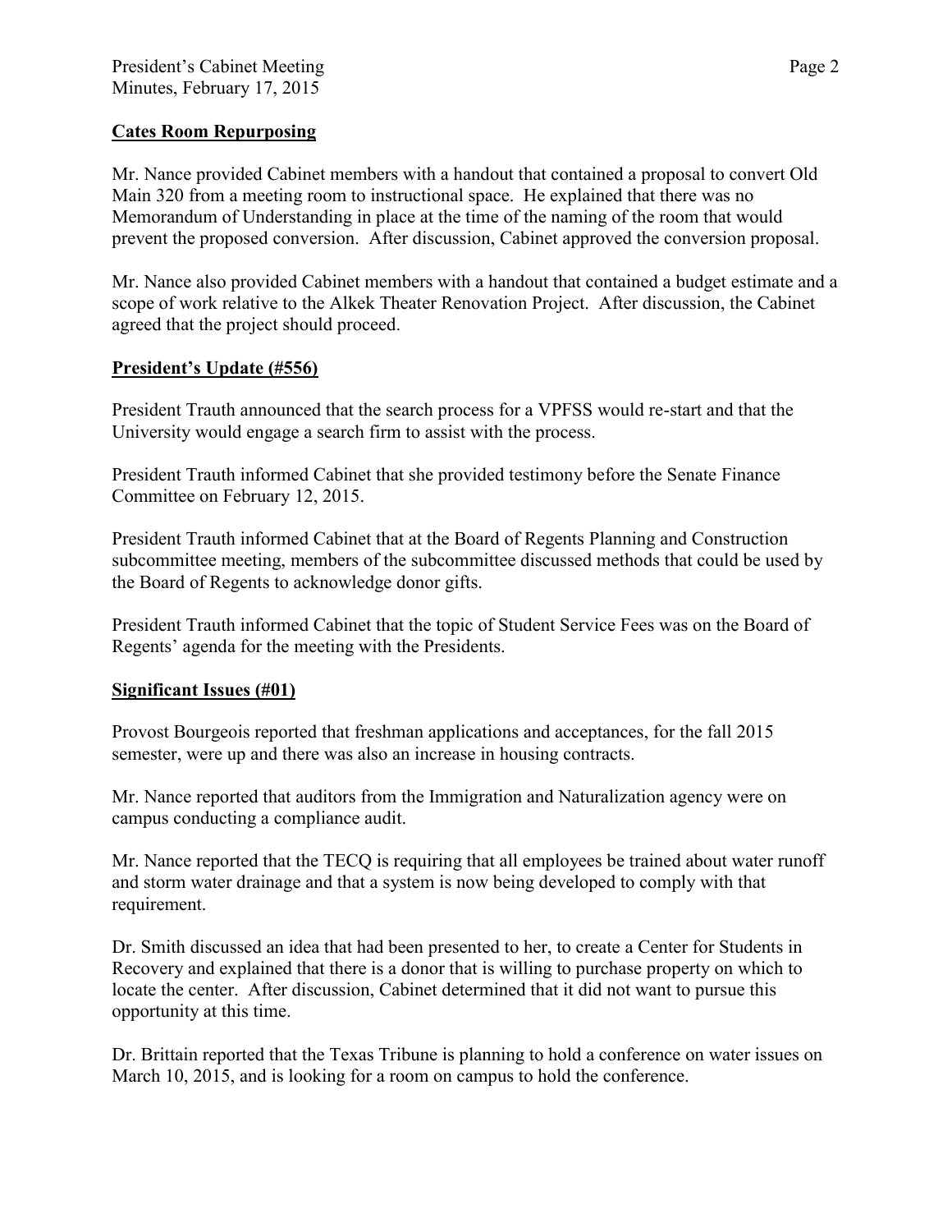## Cates Room Repurposing

Mr. Nance provided Cabinet members with a handout that contained a proposal to convert Old Main 320 from a meeting room to instructional space. He explained that there was no Memorandum of Understanding in place at the time of the naming of the room that would prevent the proposed conversion. After discussion, Cabinet approved the conversion proposal.

Mr. Nance also provided Cabinet members with a handout that contained a budget estimate and a scope of work relative to the Alkek Theater Renovation Project. After discussion, the Cabinet agreed that the project should proceed.

## President's Update (#556)

President Trauth announced that the search process for a VPFSS would re-start and that the University would engage a search firm to assist with the process.

President Trauth informed Cabinet that she provided testimony before the Senate Finance Committee on February 12, 2015.

President Trauth informed Cabinet that at the Board of Regents Planning and Construction subcommittee meeting, members of the subcommittee discussed methods that could be used by the Board of Regents to acknowledge donor gifts.

President Trauth informed Cabinet that the topic of Student Service Fees was on the Board of Regents' agenda for the meeting with the Presidents.

## Significant Issues (#01)

Provost Bourgeois reported that freshman applications and acceptances, for the fall 2015 semester, were up and there was also an increase in housing contracts.

Mr. Nance reported that auditors from the Immigration and Naturalization agency were on campus conducting a compliance audit.

Mr. Nance reported that the TECQ is requiring that all employees be trained about water runoff and storm water drainage and that a system is now being developed to comply with that requirement.

Dr. Smith discussed an idea that had been presented to her, to create a Center for Students in Recovery and explained that there is a donor that is willing to purchase property on which to locate the center. After discussion, Cabinet determined that it did not want to pursue this opportunity at this time.

Dr. Brittain reported that the Texas Tribune is planning to hold a conference on water issues on March 10, 2015, and is looking for a room on campus to hold the conference.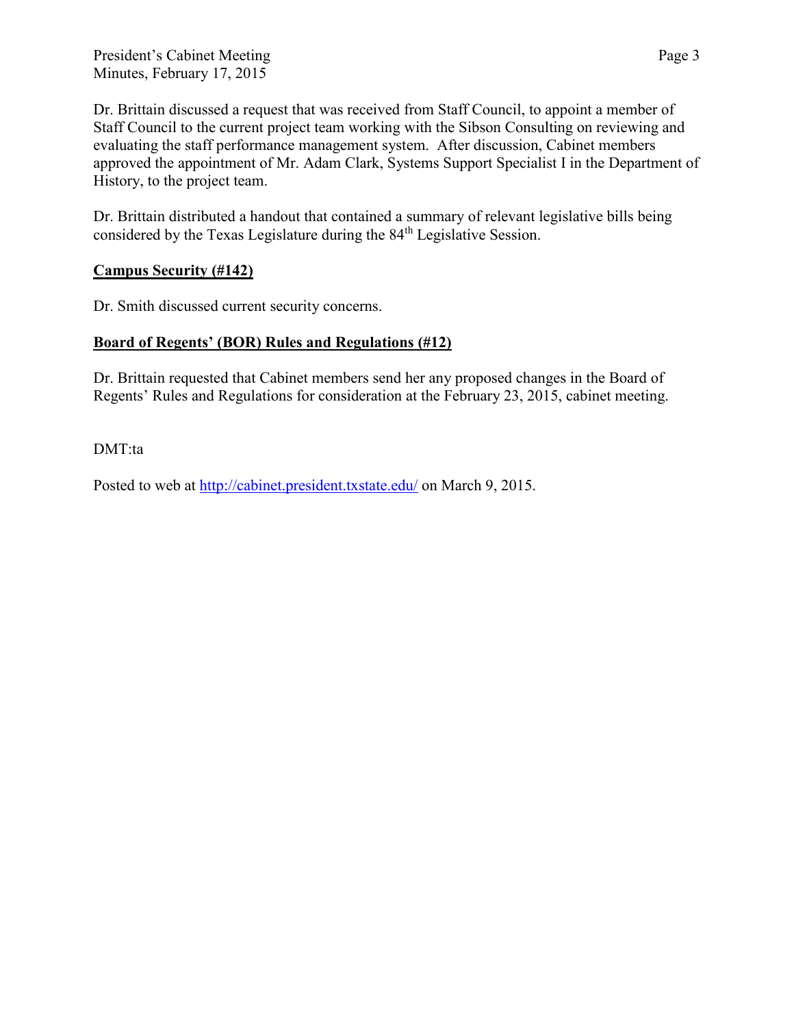Dr. Brittain discussed a request that was received from Staff Council, to appoint a member of Staff Council to the current project team working with the Sibson Consulting on reviewing and evaluating the staff performance management system. After discussion, Cabinet members approved the appointment of Mr. Adam Clark, Systems Support Specialist I in the Department of History, to the project team.

Dr. Brittain distributed a handout that contained a summary of relevant legislative bills being considered by the Texas Legislature during the 84th Legislative Session.

**Campus Security (#142)**

Dr. Smith discussed current security concerns.

**Board of Regents' (BOR) Rules and Regulations (#12)**

Dr. Brittain requested that Cabinet members send her any proposed changes in the Board of Regents' Rules and Regulations for consideration at the February 23, 2015, cabinet meeting.

DMT:ta

Posted to web at http://cabinet.president.txstate.edu/ on March 9, 2015.